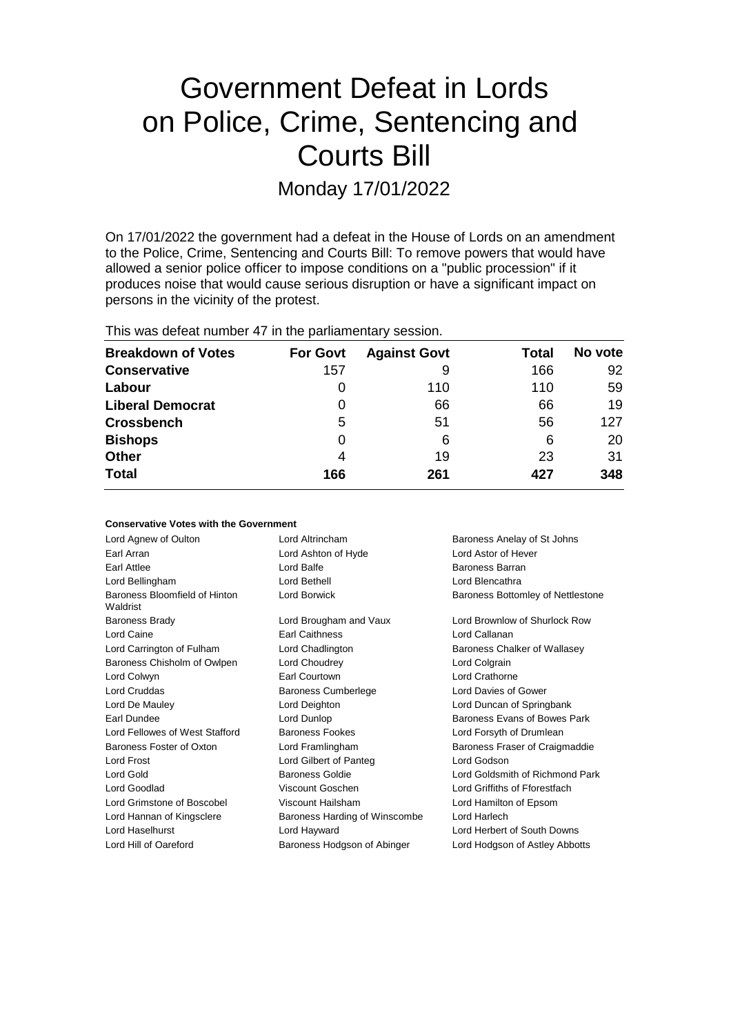# Government Defeat in Lords on Police, Crime, Sentencing and Courts Bill

Monday 17/01/2022

On 17/01/2022 the government had a defeat in the House of Lords on an amendment to the Police, Crime, Sentencing and Courts Bill: To remove powers that would have allowed a senior police officer to impose conditions on a "public procession" if it produces noise that would cause serious disruption or have a significant impact on persons in the vicinity of the protest.

This was defeat number 47 in the parliamentary session.

| Breakdown of Votes | For Govt | Against Govt | Total | No vote |
|---|---|---|---|---|
| **Conservative** | 157 | 9 | 166 | 92 |
| **Labour** | 0 | 110 | 110 | 59 |
| **Liberal Democrat** | 0 | 66 | 66 | 19 |
| **Crossbench** | 5 | 51 | 56 | 127 |
| **Bishops** | 0 | 6 | 6 | 20 |
| **Other** | 4 | 19 | 23 | 31 |
| **Total** | **166** | **261** | **427** | **348** |

**Conservative Votes with the Government**

| | | |
|---|---|---|
| Lord Agnew of Oulton | Lord Altrincham | Baroness Anelay of St Johns |
| Earl Arran | Lord Ashton of Hyde | Lord Astor of Hever |
| Earl Attlee | Lord Balfe | Baroness Barran |
| Lord Bellingham | Lord Bethell | Lord Blencathra |
| Baroness Bloomfield of Hinton Waldrist | Lord Borwick | Baroness Bottomley of Nettlestone |
| Baroness Brady | Lord Brougham and Vaux | Lord Brownlow of Shurlock Row |
| Lord Caine | Earl Caithness | Lord Callanan |
| Lord Carrington of Fulham | Lord Chadlington | Baroness Chalker of Wallasey |
| Baroness Chisholm of Owlpen | Lord Choudrey | Lord Colgrain |
| Lord Colwyn | Earl Courtown | Lord Crathorne |
| Lord Cruddas | Baroness Cumberlege | Lord Davies of Gower |
| Lord De Mauley | Lord Deighton | Lord Duncan of Springbank |
| Earl Dundee | Lord Dunlop | Baroness Evans of Bowes Park |
| Lord Fellowes of West Stafford | Baroness Fookes | Lord Forsyth of Drumlean |
| Baroness Foster of Oxton | Lord Framlingham | Baroness Fraser of Craigmaddie |
| Lord Frost | Lord Gilbert of Panteg | Lord Godson |
| Lord Gold | Baroness Goldie | Lord Goldsmith of Richmond Park |
| Lord Goodlad | Viscount Goschen | Lord Griffiths of Fforestfach |
| Lord Grimstone of Boscobel | Viscount Hailsham | Lord Hamilton of Epsom |
| Lord Hannan of Kingsclere | Baroness Harding of Winscombe | Lord Harlech |
| Lord Haselhurst | Lord Hayward | Lord Herbert of South Downs |
| Lord Hill of Oareford | Baroness Hodgson of Abinger | Lord Hodgson of Astley Abbotts |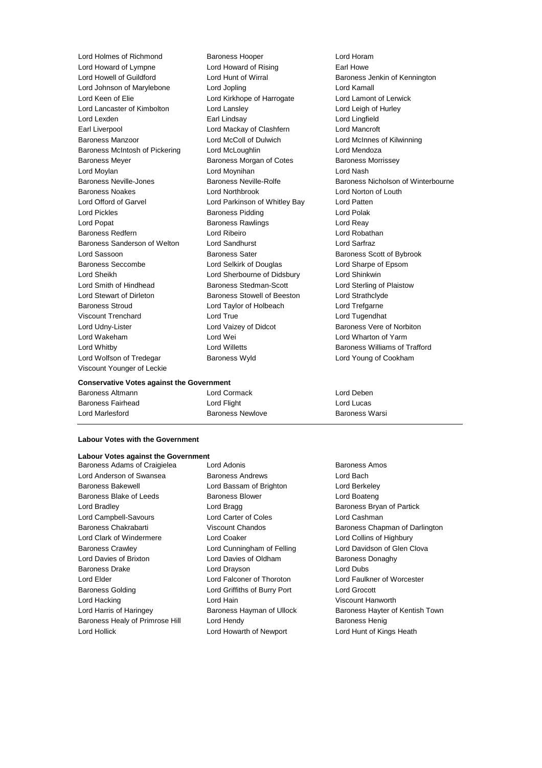Lord Holmes of Richmond
Baroness Hooper
Lord Horam
Lord Howard of Lympne
Lord Howard of Rising
Earl Howe
Lord Howell of Guildford
Lord Hunt of Wirral
Baroness Jenkin of Kennington
Lord Johnson of Marylebone
Lord Jopling
Lord Kamall
Lord Keen of Elie
Lord Kirkhope of Harrogate
Lord Lamont of Lerwick
Lord Lancaster of Kimbolton
Lord Lansley
Lord Leigh of Hurley
Lord Lexden
Earl Lindsay
Lord Lingfield
Earl Liverpool
Lord Mackay of Clashfern
Lord Mancroft
Baroness Manzoor
Lord McColl of Dulwich
Lord McInnes of Kilwinning
Baroness McIntosh of Pickering
Lord McLoughlin
Lord Mendoza
Baroness Meyer
Baroness Morgan of Cotes
Baroness Morrissey
Lord Moylan
Lord Moynihan
Lord Nash
Baroness Neville-Jones
Baroness Neville-Rolfe
Baroness Nicholson of Winterbourne
Baroness Noakes
Lord Northbrook
Lord Norton of Louth
Lord Offord of Garvel
Lord Parkinson of Whitley Bay
Lord Patten
Lord Pickles
Baroness Pidding
Lord Polak
Lord Popat
Baroness Rawlings
Lord Reay
Baroness Redfern
Lord Ribeiro
Lord Robathan
Baroness Sanderson of Welton
Lord Sandhurst
Lord Sarfraz
Lord Sassoon
Baroness Sater
Baroness Scott of Bybrook
Baroness Seccombe
Lord Selkirk of Douglas
Lord Sharpe of Epsom
Lord Sheikh
Lord Sherbourne of Didsbury
Lord Shinkwin
Lord Smith of Hindhead
Baroness Stedman-Scott
Lord Sterling of Plaistow
Lord Stewart of Dirleton
Baroness Stowell of Beeston
Lord Strathclyde
Baroness Stroud
Lord Taylor of Holbeach
Lord Trefgarne
Viscount Trenchard
Lord True
Lord Tugendhat
Lord Udny-Lister
Lord Vaizey of Didcot
Baroness Vere of Norbiton
Lord Wakeham
Lord Wei
Lord Wharton of Yarm
Lord Whitby
Lord Willetts
Baroness Williams of Trafford
Lord Wolfson of Tredegar
Baroness Wyld
Lord Young of Cookham
Viscount Younger of Leckie

**Conservative Votes against the Government**

Baroness Altmann
Lord Cormack
Lord Deben
Baroness Fairhead
Lord Flight
Lord Lucas
Lord Marlesford
Baroness Newlove
Baroness Warsi

**Labour Votes with the Government**

**Labour Votes against the Government**

Baroness Adams of Craigielea
Lord Adonis
Baroness Amos
Lord Anderson of Swansea
Baroness Andrews
Lord Bach
Baroness Bakewell
Lord Bassam of Brighton
Lord Berkeley
Baroness Blake of Leeds
Baroness Blower
Lord Boateng
Lord Bradley
Lord Bragg
Baroness Bryan of Partick
Lord Campbell-Savours
Lord Carter of Coles
Lord Cashman
Baroness Chakrabarti
Viscount Chandos
Baroness Chapman of Darlington
Lord Clark of Windermere
Lord Coaker
Lord Collins of Highbury
Baroness Crawley
Lord Cunningham of Felling
Lord Davidson of Glen Clova
Lord Davies of Brixton
Lord Davies of Oldham
Baroness Donaghy
Baroness Drake
Lord Drayson
Lord Dubs
Lord Elder
Lord Falconer of Thoroton
Lord Faulkner of Worcester
Baroness Golding
Lord Griffiths of Burry Port
Lord Grocott
Lord Hacking
Lord Hain
Viscount Hanworth
Lord Harris of Haringey
Baroness Hayman of Ullock
Baroness Hayter of Kentish Town
Baroness Healy of Primrose Hill
Lord Hendy
Baroness Henig
Lord Hollick
Lord Howarth of Newport
Lord Hunt of Kings Heath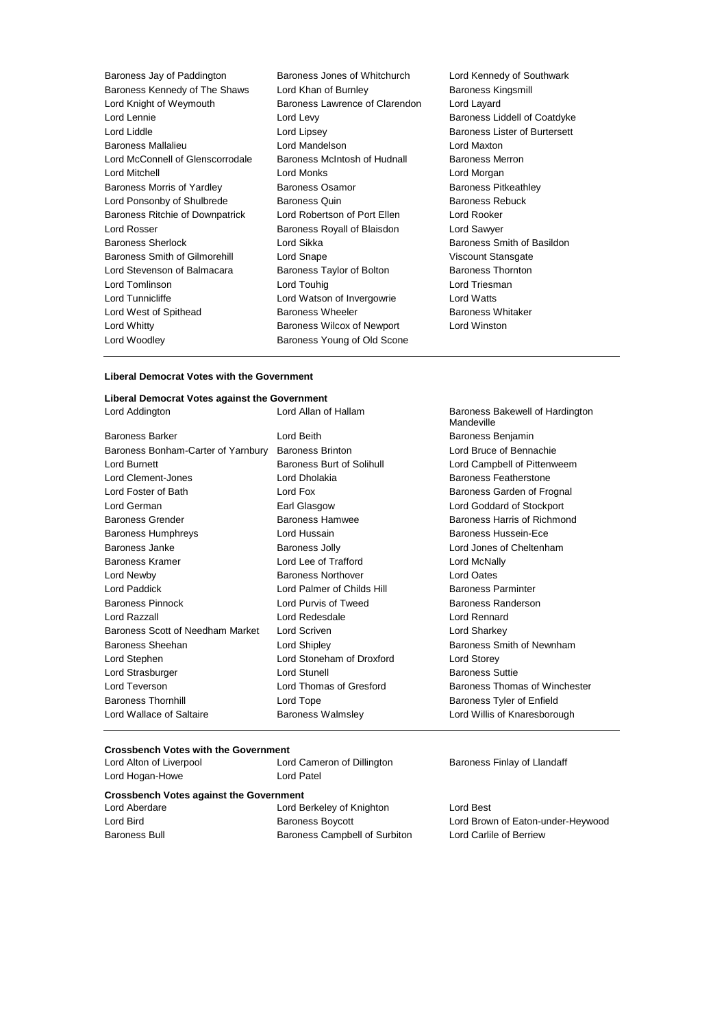Baroness Jay of Paddington, Baroness Jones of Whitchurch, Lord Kennedy of Southwark, Baroness Kennedy of The Shaws, Lord Khan of Burnley, Baroness Kingsmill, Lord Knight of Weymouth, Baroness Lawrence of Clarendon, Lord Layard, Lord Lennie, Lord Levy, Baroness Liddell of Coatdyke, Lord Liddle, Lord Lipsey, Baroness Lister of Burtersett, Baroness Mallalieu, Lord Mandelson, Lord Maxton, Lord McConnell of Glenscorrodale, Baroness McIntosh of Hudnall, Baroness Merron, Lord Mitchell, Lord Monks, Lord Morgan, Baroness Morris of Yardley, Baroness Osamor, Baroness Pitkeathley, Lord Ponsonby of Shulbrede, Baroness Quin, Baroness Rebuck, Baroness Ritchie of Downpatrick, Lord Robertson of Port Ellen, Lord Rooker, Lord Rosser, Baroness Royall of Blaisdon, Lord Sawyer, Baroness Sherlock, Lord Sikka, Baroness Smith of Basildon, Baroness Smith of Gilmorehill, Lord Snape, Viscount Stansgate, Lord Stevenson of Balmacara, Baroness Taylor of Bolton, Baroness Thornton, Lord Tomlinson, Lord Touhig, Lord Triesman, Lord Tunnicliffe, Lord Watson of Invergowrie, Lord Watts, Lord West of Spithead, Baroness Wheeler, Baroness Whitaker, Lord Whitty, Baroness Wilcox of Newport, Lord Winston, Lord Woodley, Baroness Young of Old Scone

**Liberal Democrat Votes with the Government**

**Liberal Democrat Votes against the Government**

Lord Addington, Lord Allan of Hallam, Baroness Bakewell of Hardington Mandeville, Baroness Barker, Lord Beith, Baroness Benjamin, Baroness Bonham-Carter of Yarnbury, Baroness Brinton, Lord Bruce of Bennachie, Lord Burnett, Baroness Burt of Solihull, Lord Campbell of Pittenweem, Lord Clement-Jones, Lord Dholakia, Baroness Featherstone, Lord Foster of Bath, Lord Fox, Baroness Garden of Frognal, Lord German, Earl Glasgow, Lord Goddard of Stockport, Baroness Grender, Baroness Hamwee, Baroness Harris of Richmond, Baroness Humphreys, Lord Hussain, Baroness Hussein-Ece, Baroness Janke, Baroness Jolly, Lord Jones of Cheltenham, Baroness Kramer, Lord Lee of Trafford, Lord McNally, Lord Newby, Baroness Northover, Lord Oates, Lord Paddick, Lord Palmer of Childs Hill, Baroness Parminter, Baroness Pinnock, Lord Purvis of Tweed, Baroness Randerson, Lord Razzall, Lord Redesdale, Lord Rennard, Baroness Scott of Needham Market, Lord Scriven, Lord Sharkey, Baroness Sheehan, Lord Shipley, Baroness Smith of Newnham, Lord Stephen, Lord Stoneham of Droxford, Lord Storey, Lord Strasburger, Lord Stunell, Baroness Suttie, Lord Teverson, Lord Thomas of Gresford, Baroness Thomas of Winchester, Baroness Thornhill, Lord Tope, Baroness Tyler of Enfield, Lord Wallace of Saltaire, Baroness Walmsley, Lord Willis of Knaresborough

**Crossbench Votes with the Government**

Lord Alton of Liverpool, Lord Cameron of Dillington, Baroness Finlay of Llandaff, Lord Hogan-Howe, Lord Patel

**Crossbench Votes against the Government**

Lord Aberdare, Lord Berkeley of Knighton, Lord Best, Lord Bird, Baroness Boycott, Lord Brown of Eaton-under-Heywood, Baroness Bull, Baroness Campbell of Surbiton, Lord Carlile of Berriew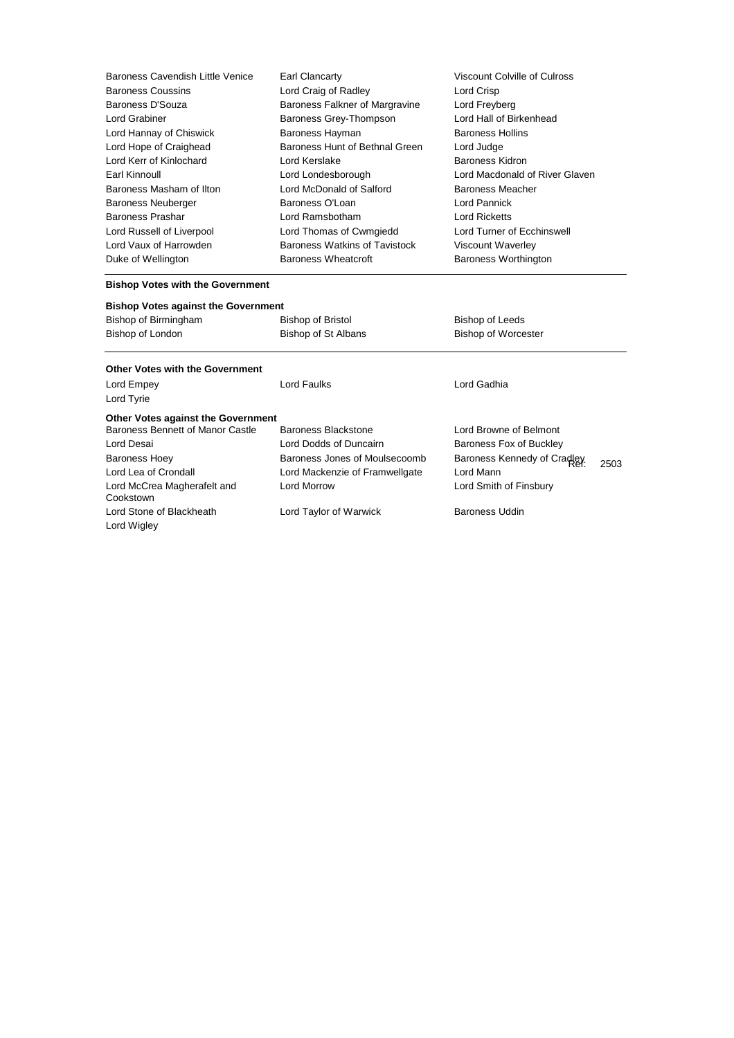| | | |
|---|---|---|
| Baroness Cavendish Little Venice | Earl Clancarty | Viscount Colville of Culross |
| Baroness Coussins | Lord Craig of Radley | Lord Crisp |
| Baroness D'Souza | Baroness Falkner of Margravine | Lord Freyberg |
| Lord Grabiner | Baroness Grey-Thompson | Lord Hall of Birkenhead |
| Lord Hannay of Chiswick | Baroness Hayman | Baroness Hollins |
| Lord Hope of Craighead | Baroness Hunt of Bethnal Green | Lord Judge |
| Lord Kerr of Kinlochard | Lord Kerslake | Baroness Kidron |
| Earl Kinnoull | Lord Londesborough | Lord Macdonald of River Glaven |
| Baroness Masham of Ilton | Lord McDonald of Salford | Baroness Meacher |
| Baroness Neuberger | Baroness O'Loan | Lord Pannick |
| Baroness Prashar | Lord Ramsbotham | Lord Ricketts |
| Lord Russell of Liverpool | Lord Thomas of Cwmgiedd | Lord Turner of Ecchinswell |
| Lord Vaux of Harrowden | Baroness Watkins of Tavistock | Viscount Waverley |
| Duke of Wellington | Baroness Wheatcroft | Baroness Worthington |

**Bishop Votes with the Government**

**Bishop Votes against the Government**

| | | |
|---|---|---|
| Bishop of Birmingham | Bishop of Bristol | Bishop of Leeds |
| Bishop of London | Bishop of St Albans | Bishop of Worcester |

**Other Votes with the Government**

| | | |
|---|---|---|
| Lord Empey | Lord Faulks | Lord Gadhia |
| Lord Tyrie | | |

**Other Votes against the Government**

| | | |
|---|---|---|
| Baroness Bennett of Manor Castle | Baroness Blackstone | Lord Browne of Belmont |
| Lord Desai | Lord Dodds of Duncairn | Baroness Fox of Buckley |
| Baroness Hoey | Baroness Jones of Moulsecoomb | Baroness Kennedy of Cradley |
| Lord Lea of Crondall | Lord Mackenzie of Framwellgate | Lord Mann |
| Lord McCrea Magherafelt and Cookstown | Lord Morrow | Lord Smith of Finsbury |
| Lord Stone of Blackheath | Lord Taylor of Warwick | Baroness Uddin |
| Lord Wigley | | |

Ref: 2503